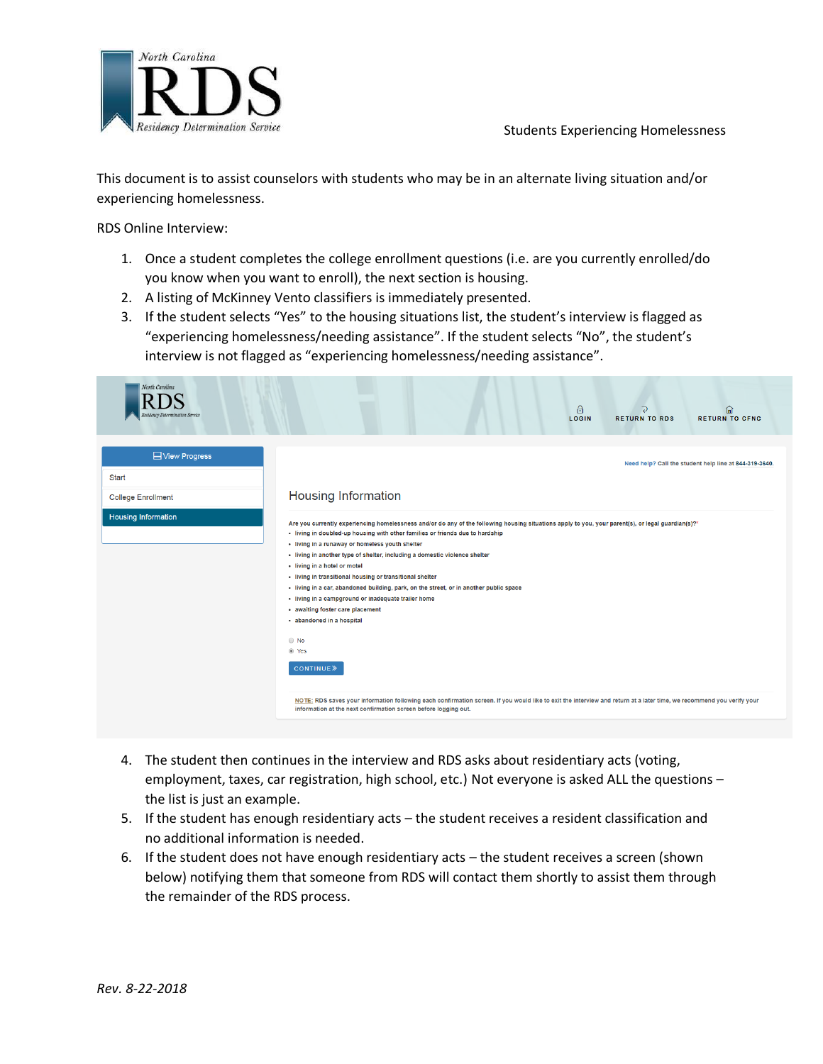Students Experiencing Homelessness

This document is to assist counselors with students who may be in an alternate living situation and/or experiencing homelessness.

RDS Online Interview:

1. Once a student completes the college enrollment questions (i.e. are you currently enrolled/do you know when you want to enroll), the next section is housing.
2. A listing of McKinney Vento classifiers is immediately presented.
3. If the student selects "Yes" to the housing situations list, the student's interview is flagged as "experiencing homelessness/needing assistance". If the student selects "No", the student's interview is not flagged as "experiencing homelessness/needing assistance".

4. The student then continues in the interview and RDS asks about residentiary acts (voting, employment, taxes, car registration, high school, etc.) Not everyone is asked ALL the questions – the list is just an example.
5. If the student has enough residentiary acts – the student receives a resident classification and no additional information is needed.
6. If the student does not have enough residentiary acts – the student receives a screen (shown below) notifying them that someone from RDS will contact them shortly to assist them through the remainder of the RDS process.

*Rev. 8-22-2018*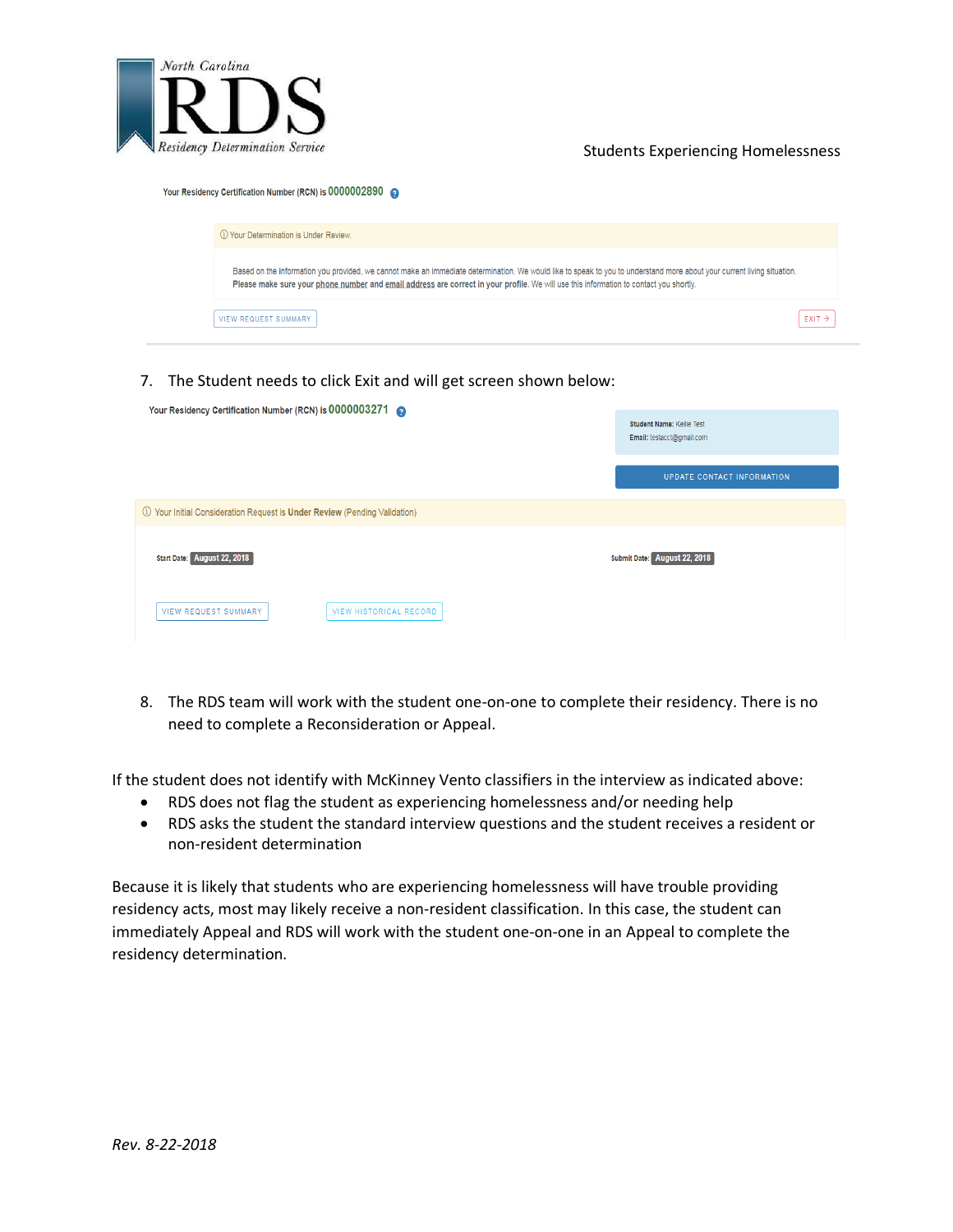Students Experiencing Homelessness

Your Residency Certification Number (RCN) is 0000002890

ⓘ Your Determination is Under Review.

Based on the information you provided, we cannot make an immediate determination. We would like to speak to you to understand more about your current living situation. **Please make sure your phone number and email address are correct in your profile.** We will use this information to contact you shortly.

VIEW REQUEST SUMMARY

EXIT →

7. The Student needs to click Exit and will get screen shown below:

Your Residency Certification Number (RCN) is 0000003271

**Student Name:** Kellie Test
**Email:** testacct@gmail.com

UPDATE CONTACT INFORMATION

ⓘ Your Initial Consideration Request is **Under Review** (Pending Validation)

Start Date: August 22, 2018

Submit Date: August 22, 2018

VIEW REQUEST SUMMARY

VIEW HISTORICAL RECORD

8. The RDS team will work with the student one-on-one to complete their residency. There is no need to complete a Reconsideration or Appeal.

If the student does not identify with McKinney Vento classifiers in the interview as indicated above:

- RDS does not flag the student as experiencing homelessness and/or needing help
- RDS asks the student the standard interview questions and the student receives a resident or non-resident determination

Because it is likely that students who are experiencing homelessness will have trouble providing residency acts, most may likely receive a non-resident classification. In this case, the student can immediately Appeal and RDS will work with the student one-on-one in an Appeal to complete the residency determination.

*Rev. 8-22-2018*